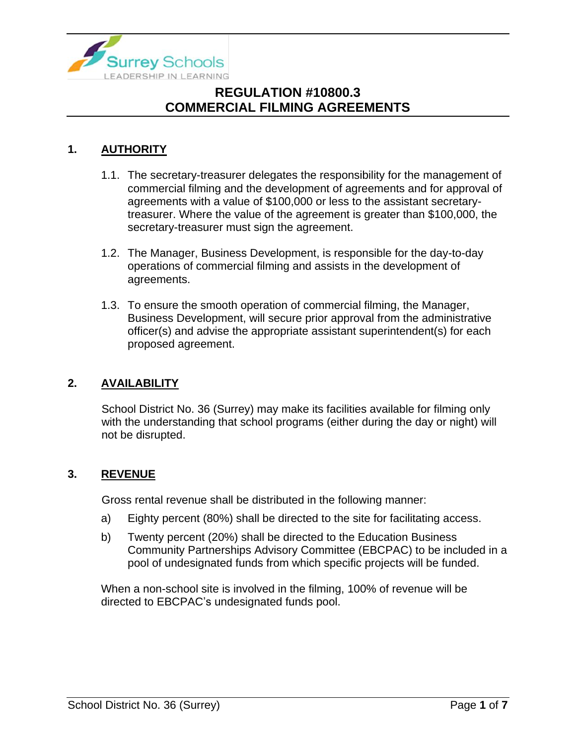# REGULATION #10800.3
# COMMERCIAL FILMING AGREEMENTS

## 1. AUTHORITY

1.1. The secretary-treasurer delegates the responsibility for the management of commercial filming and the development of agreements and for approval of agreements with a value of $100,000 or less to the assistant secretary-treasurer. Where the value of the agreement is greater than $100,000, the secretary-treasurer must sign the agreement.

1.2. The Manager, Business Development, is responsible for the day-to-day operations of commercial filming and assists in the development of agreements.

1.3. To ensure the smooth operation of commercial filming, the Manager, Business Development, will secure prior approval from the administrative officer(s) and advise the appropriate assistant superintendent(s) for each proposed agreement.

## 2. AVAILABILITY

School District No. 36 (Surrey) may make its facilities available for filming only with the understanding that school programs (either during the day or night) will not be disrupted.

## 3. REVENUE

Gross rental revenue shall be distributed in the following manner:

a) Eighty percent (80%) shall be directed to the site for facilitating access.

b) Twenty percent (20%) shall be directed to the Education Business Community Partnerships Advisory Committee (EBCPAC) to be included in a pool of undesignated funds from which specific projects will be funded.

When a non-school site is involved in the filming, 100% of revenue will be directed to EBCPAC's undesignated funds pool.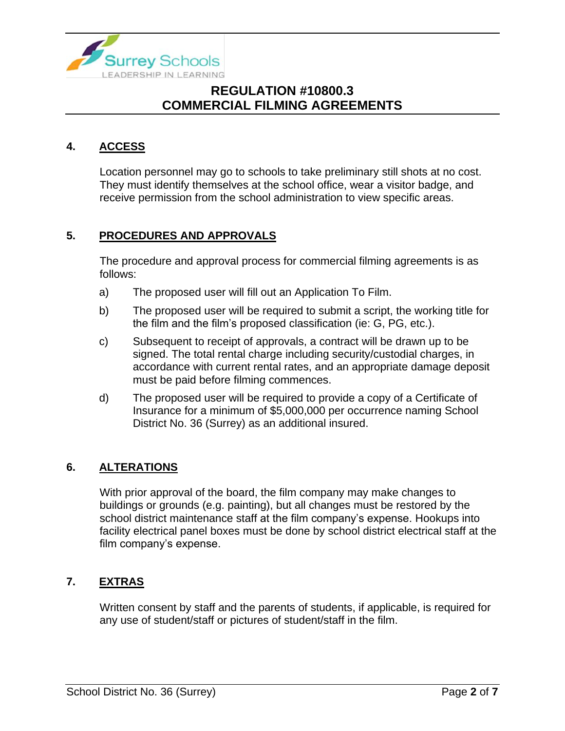## 4. ACCESS

Location personnel may go to schools to take preliminary still shots at no cost. They must identify themselves at the school office, wear a visitor badge, and receive permission from the school administration to view specific areas.

## 5. PROCEDURES AND APPROVALS

The procedure and approval process for commercial filming agreements is as follows:

a) The proposed user will fill out an Application To Film.

b) The proposed user will be required to submit a script, the working title for the film and the film's proposed classification (ie: G, PG, etc.).

c) Subsequent to receipt of approvals, a contract will be drawn up to be signed. The total rental charge including security/custodial charges, in accordance with current rental rates, and an appropriate damage deposit must be paid before filming commences.

d) The proposed user will be required to provide a copy of a Certificate of Insurance for a minimum of $5,000,000 per occurrence naming School District No. 36 (Surrey) as an additional insured.

## 6. ALTERATIONS

With prior approval of the board, the film company may make changes to buildings or grounds (e.g. painting), but all changes must be restored by the school district maintenance staff at the film company's expense. Hookups into facility electrical panel boxes must be done by school district electrical staff at the film company's expense.

## 7. EXTRAS

Written consent by staff and the parents of students, if applicable, is required for any use of student/staff or pictures of student/staff in the film.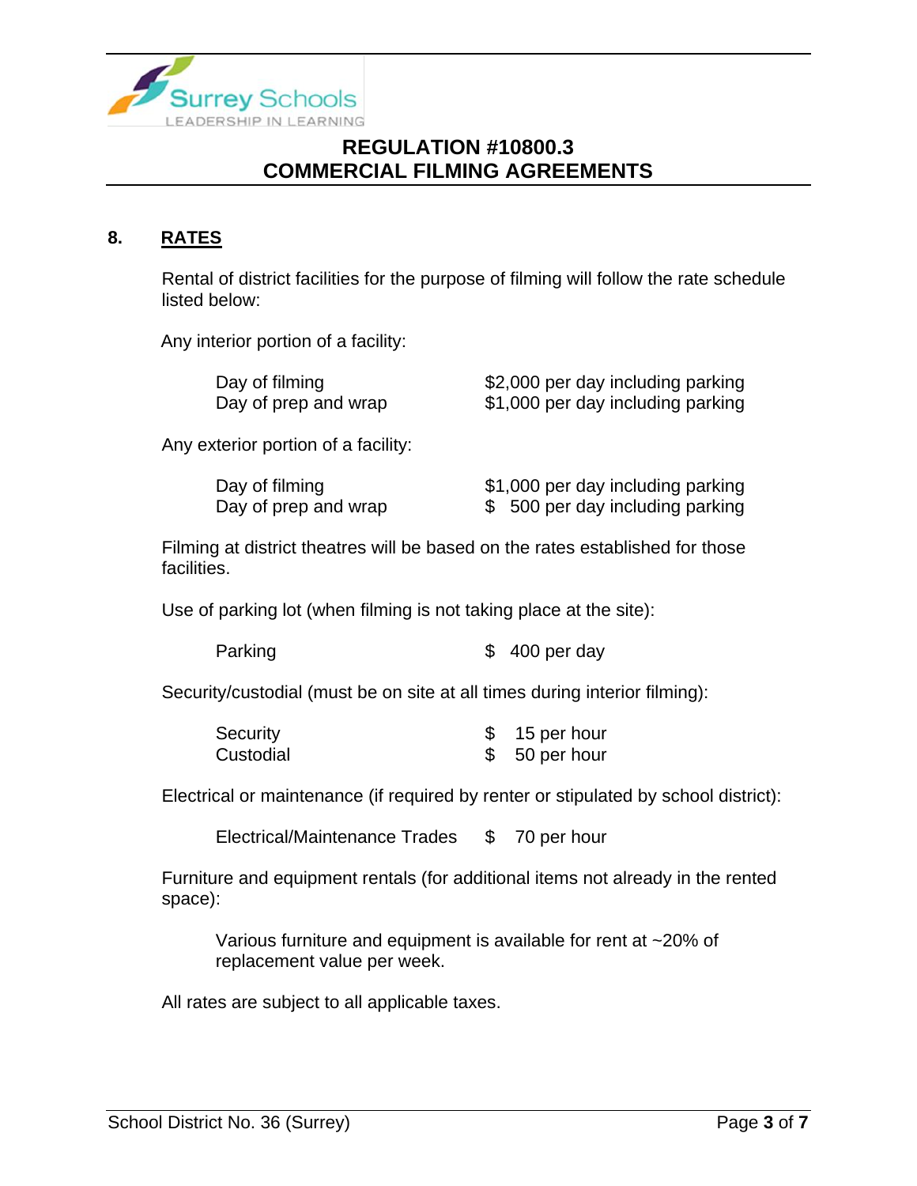## 8. RATES

Rental of district facilities for the purpose of filming will follow the rate schedule listed below:

Any interior portion of a facility:

| | |
|---|---|
| Day of filming | $2,000 per day including parking |
| Day of prep and wrap | $1,000 per day including parking |

Any exterior portion of a facility:

| | |
|---|---|
| Day of filming | $1,000 per day including parking |
| Day of prep and wrap | $ 500 per day including parking |

Filming at district theatres will be based on the rates established for those facilities.

Use of parking lot (when filming is not taking place at the site):

| | |
|---|---|
| Parking | $ 400 per day |

Security/custodial (must be on site at all times during interior filming):

| | |
|---|---|
| Security | $ 15 per hour |
| Custodial | $ 50 per hour |

Electrical or maintenance (if required by renter or stipulated by school district):

| | |
|---|---|
| Electrical/Maintenance Trades | $ 70 per hour |

Furniture and equipment rentals (for additional items not already in the rented space):

Various furniture and equipment is available for rent at ~20% of replacement value per week.

All rates are subject to all applicable taxes.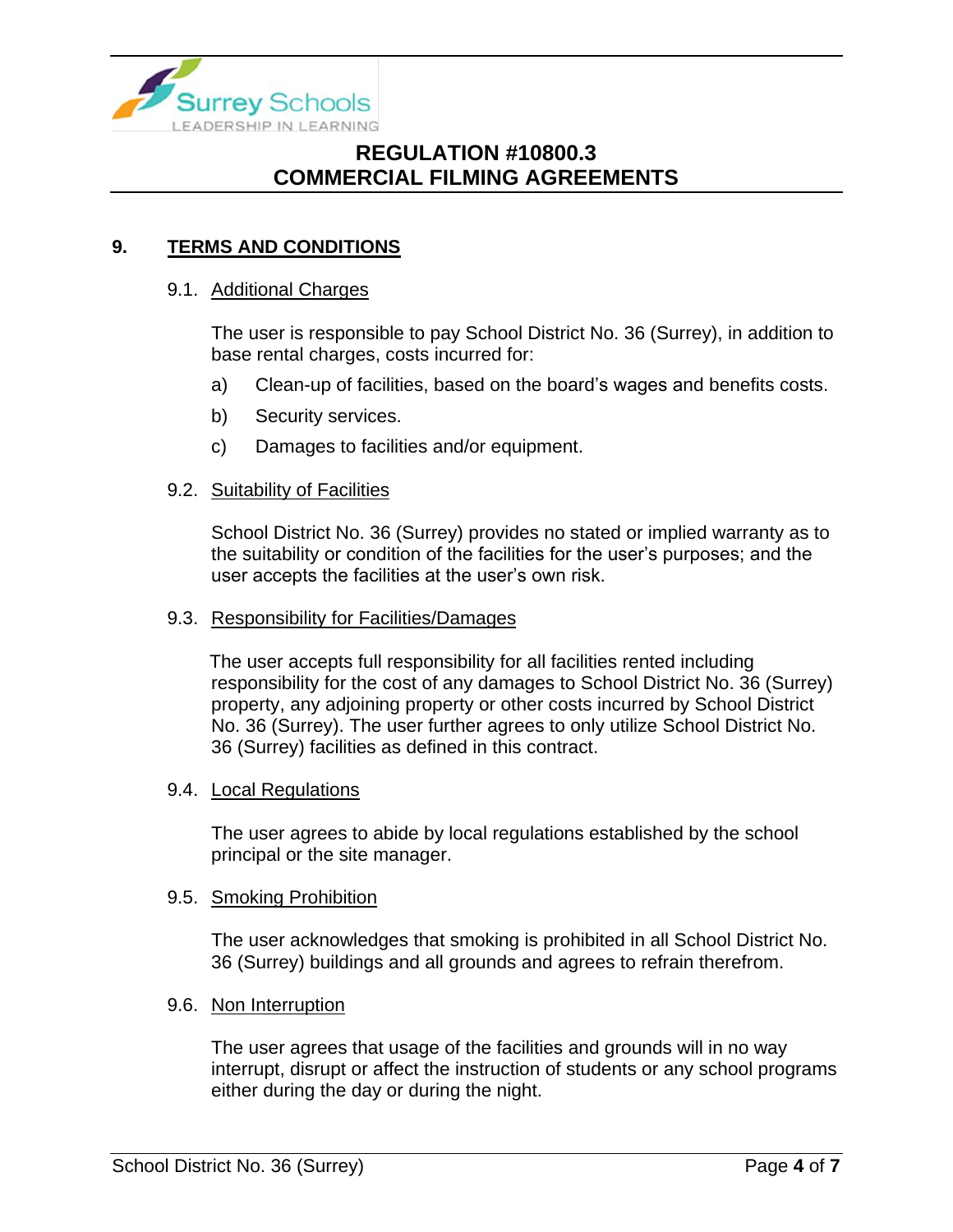## 9. TERMS AND CONDITIONS

### 9.1. Additional Charges

The user is responsible to pay School District No. 36 (Surrey), in addition to base rental charges, costs incurred for:

a) Clean-up of facilities, based on the board's wages and benefits costs.

b) Security services.

c) Damages to facilities and/or equipment.

### 9.2. Suitability of Facilities

School District No. 36 (Surrey) provides no stated or implied warranty as to the suitability or condition of the facilities for the user's purposes; and the user accepts the facilities at the user's own risk.

### 9.3. Responsibility for Facilities/Damages

The user accepts full responsibility for all facilities rented including responsibility for the cost of any damages to School District No. 36 (Surrey) property, any adjoining property or other costs incurred by School District No. 36 (Surrey). The user further agrees to only utilize School District No. 36 (Surrey) facilities as defined in this contract.

### 9.4. Local Regulations

The user agrees to abide by local regulations established by the school principal or the site manager.

### 9.5. Smoking Prohibition

The user acknowledges that smoking is prohibited in all School District No. 36 (Surrey) buildings and all grounds and agrees to refrain therefrom.

### 9.6. Non Interruption

The user agrees that usage of the facilities and grounds will in no way interrupt, disrupt or affect the instruction of students or any school programs either during the day or during the night.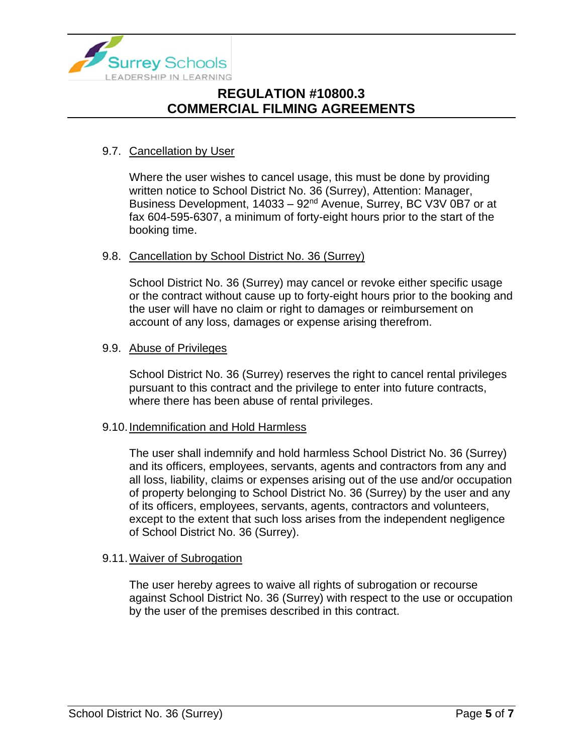9.7. <u>Cancellation by User</u>

Where the user wishes to cancel usage, this must be done by providing written notice to School District No. 36 (Surrey), Attention: Manager, Business Development, 14033 – 92nd Avenue, Surrey, BC V3V 0B7 or at fax 604-595-6307, a minimum of forty-eight hours prior to the start of the booking time.

9.8. <u>Cancellation by School District No. 36 (Surrey)</u>

School District No. 36 (Surrey) may cancel or revoke either specific usage or the contract without cause up to forty-eight hours prior to the booking and the user will have no claim or right to damages or reimbursement on account of any loss, damages or expense arising therefrom.

9.9. <u>Abuse of Privileges</u>

School District No. 36 (Surrey) reserves the right to cancel rental privileges pursuant to this contract and the privilege to enter into future contracts, where there has been abuse of rental privileges.

9.10. <u>Indemnification and Hold Harmless</u>

The user shall indemnify and hold harmless School District No. 36 (Surrey) and its officers, employees, servants, agents and contractors from any and all loss, liability, claims or expenses arising out of the use and/or occupation of property belonging to School District No. 36 (Surrey) by the user and any of its officers, employees, servants, agents, contractors and volunteers, except to the extent that such loss arises from the independent negligence of School District No. 36 (Surrey).

9.11. <u>Waiver of Subrogation</u>

The user hereby agrees to waive all rights of subrogation or recourse against School District No. 36 (Surrey) with respect to the use or occupation by the user of the premises described in this contract.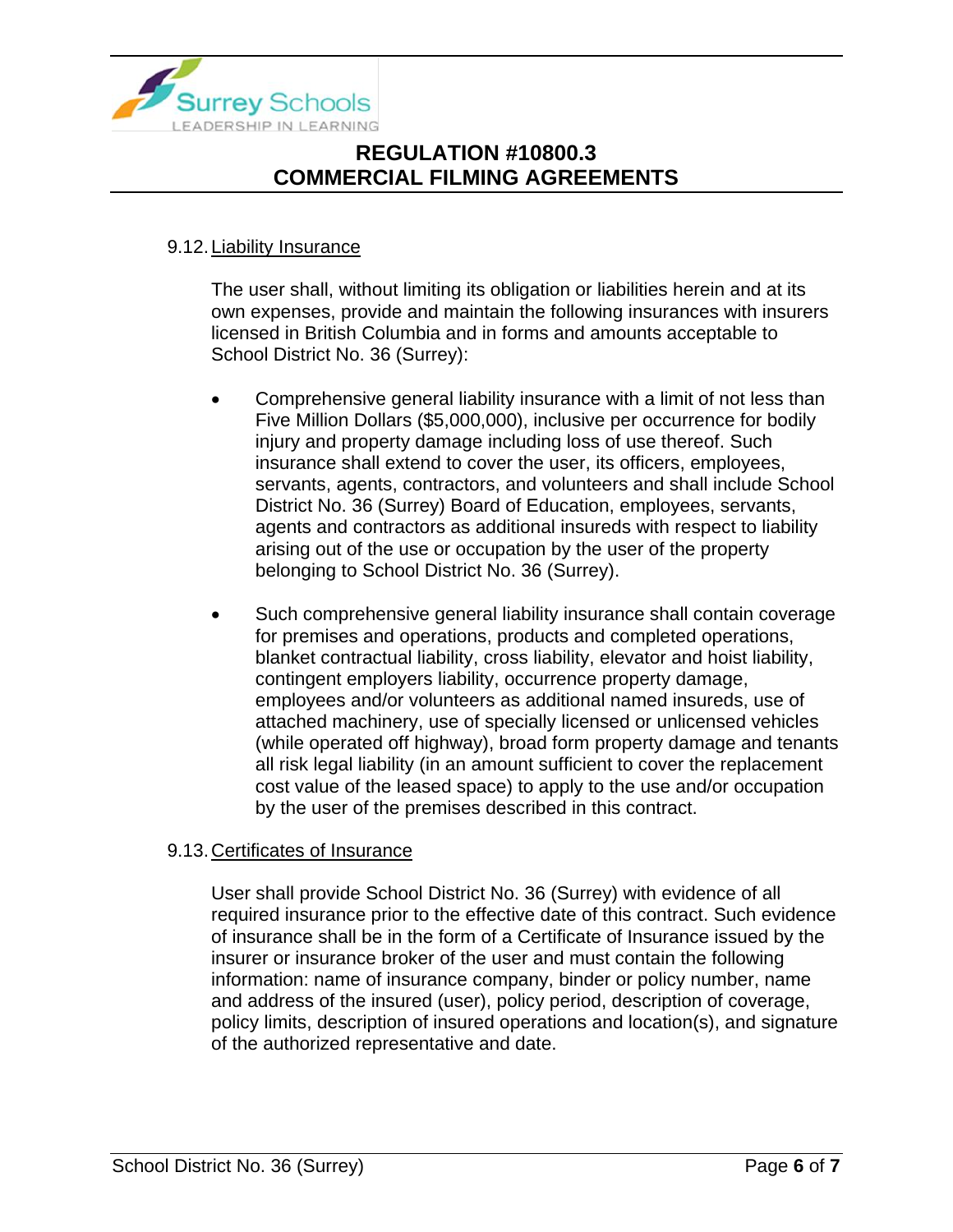### 9.12. Liability Insurance

The user shall, without limiting its obligation or liabilities herein and at its own expenses, provide and maintain the following insurances with insurers licensed in British Columbia and in forms and amounts acceptable to School District No. 36 (Surrey):

- Comprehensive general liability insurance with a limit of not less than Five Million Dollars ($5,000,000), inclusive per occurrence for bodily injury and property damage including loss of use thereof. Such insurance shall extend to cover the user, its officers, employees, servants, agents, contractors, and volunteers and shall include School District No. 36 (Surrey) Board of Education, employees, servants, agents and contractors as additional insureds with respect to liability arising out of the use or occupation by the user of the property belonging to School District No. 36 (Surrey).

- Such comprehensive general liability insurance shall contain coverage for premises and operations, products and completed operations, blanket contractual liability, cross liability, elevator and hoist liability, contingent employers liability, occurrence property damage, employees and/or volunteers as additional named insureds, use of attached machinery, use of specially licensed or unlicensed vehicles (while operated off highway), broad form property damage and tenants all risk legal liability (in an amount sufficient to cover the replacement cost value of the leased space) to apply to the use and/or occupation by the user of the premises described in this contract.

### 9.13. Certificates of Insurance

User shall provide School District No. 36 (Surrey) with evidence of all required insurance prior to the effective date of this contract. Such evidence of insurance shall be in the form of a Certificate of Insurance issued by the insurer or insurance broker of the user and must contain the following information: name of insurance company, binder or policy number, name and address of the insured (user), policy period, description of coverage, policy limits, description of insured operations and location(s), and signature of the authorized representative and date.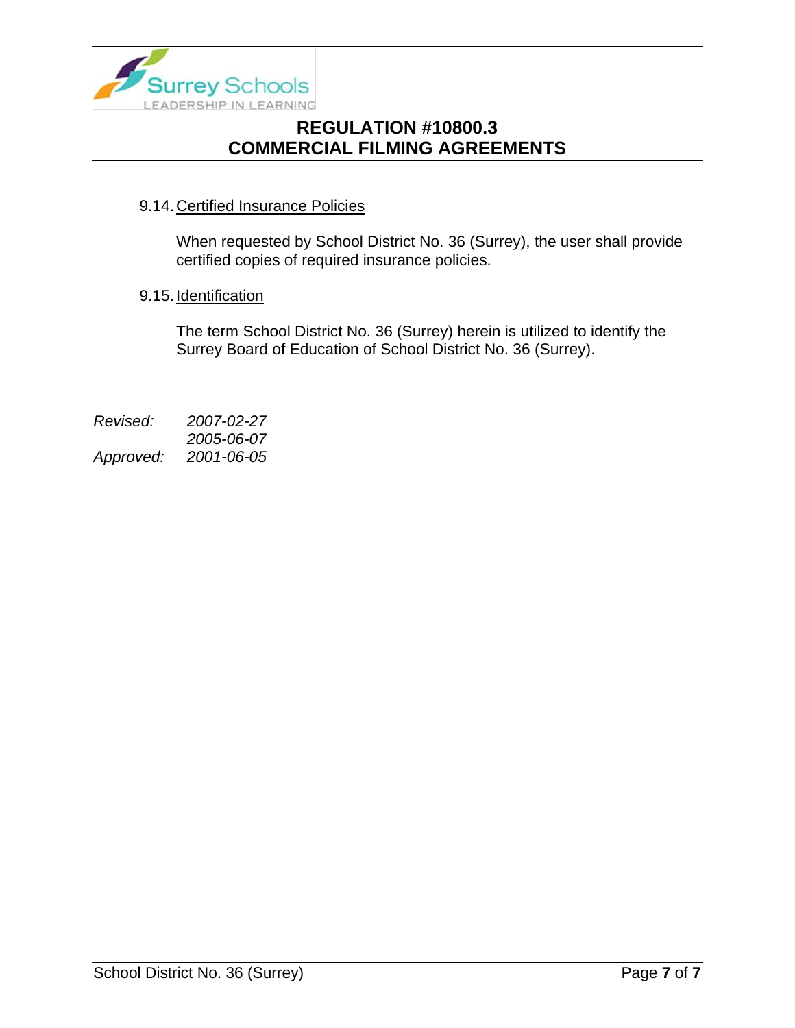9.14. Certified Insurance Policies

When requested by School District No. 36 (Surrey), the user shall provide certified copies of required insurance policies.

9.15. Identification

The term School District No. 36 (Surrey) herein is utilized to identify the Surrey Board of Education of School District No. 36 (Surrey).

*Revised:* *2007-02-27*
*2005-06-07*
*Approved:* *2001-06-05*